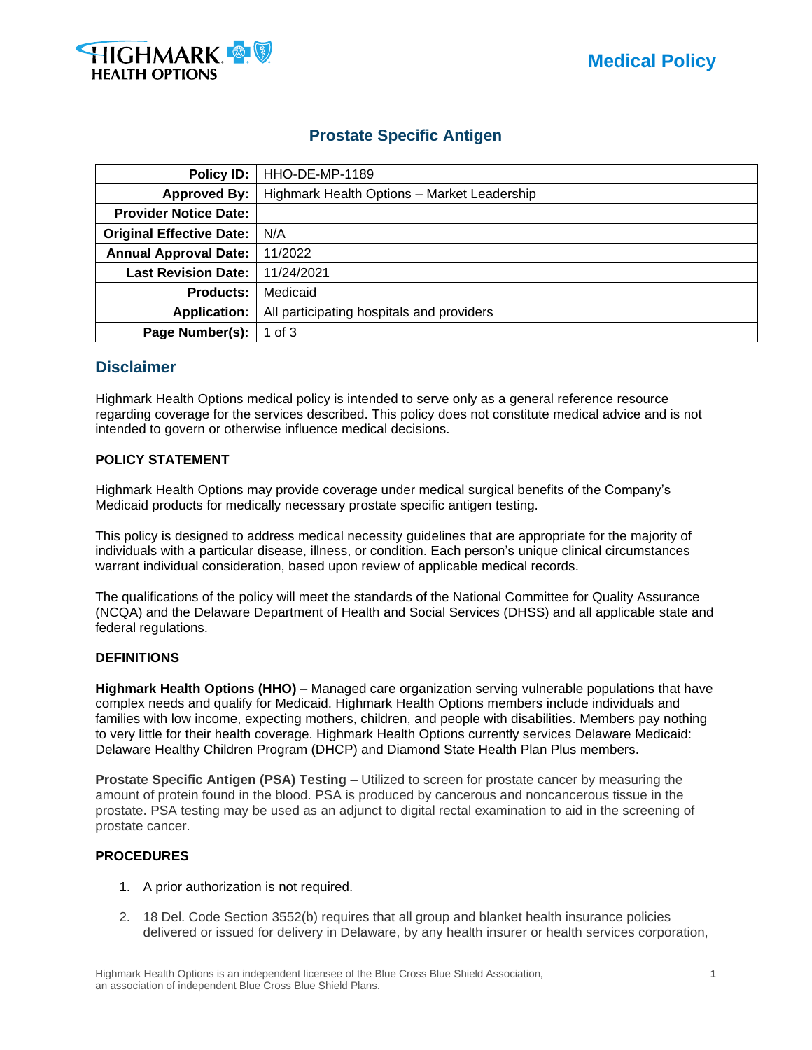Medical Policy

# Prostate Specific Antigen

| Policy ID: | HHO-DE-MP-1189 |
| --- | --- |
| Approved By: | Highmark Health Options – Market Leadership |
| Provider Notice Date: | |
| Original Effective Date: | N/A |
| Annual Approval Date: | 11/2022 |
| Last Revision Date: | 11/24/2021 |
| Products: | Medicaid |
| Application: | All participating hospitals and providers |
| Page Number(s): | 1 of 3 |

## Disclaimer

Highmark Health Options medical policy is intended to serve only as a general reference resource regarding coverage for the services described. This policy does not constitute medical advice and is not intended to govern or otherwise influence medical decisions.

### POLICY STATEMENT

Highmark Health Options may provide coverage under medical surgical benefits of the Company's Medicaid products for medically necessary prostate specific antigen testing.

This policy is designed to address medical necessity guidelines that are appropriate for the majority of individuals with a particular disease, illness, or condition. Each person's unique clinical circumstances warrant individual consideration, based upon review of applicable medical records.

The qualifications of the policy will meet the standards of the National Committee for Quality Assurance (NCQA) and the Delaware Department of Health and Social Services (DHSS) and all applicable state and federal regulations.

### DEFINITIONS

**Highmark Health Options (HHO)** – Managed care organization serving vulnerable populations that have complex needs and qualify for Medicaid. Highmark Health Options members include individuals and families with low income, expecting mothers, children, and people with disabilities. Members pay nothing to very little for their health coverage. Highmark Health Options currently services Delaware Medicaid: Delaware Healthy Children Program (DHCP) and Diamond State Health Plan Plus members.

**Prostate Specific Antigen (PSA) Testing –** Utilized to screen for prostate cancer by measuring the amount of protein found in the blood. PSA is produced by cancerous and noncancerous tissue in the prostate. PSA testing may be used as an adjunct to digital rectal examination to aid in the screening of prostate cancer.

### PROCEDURES

1. A prior authorization is not required.

2. 18 Del. Code Section 3552(b) requires that all group and blanket health insurance policies delivered or issued for delivery in Delaware, by any health insurer or health services corporation,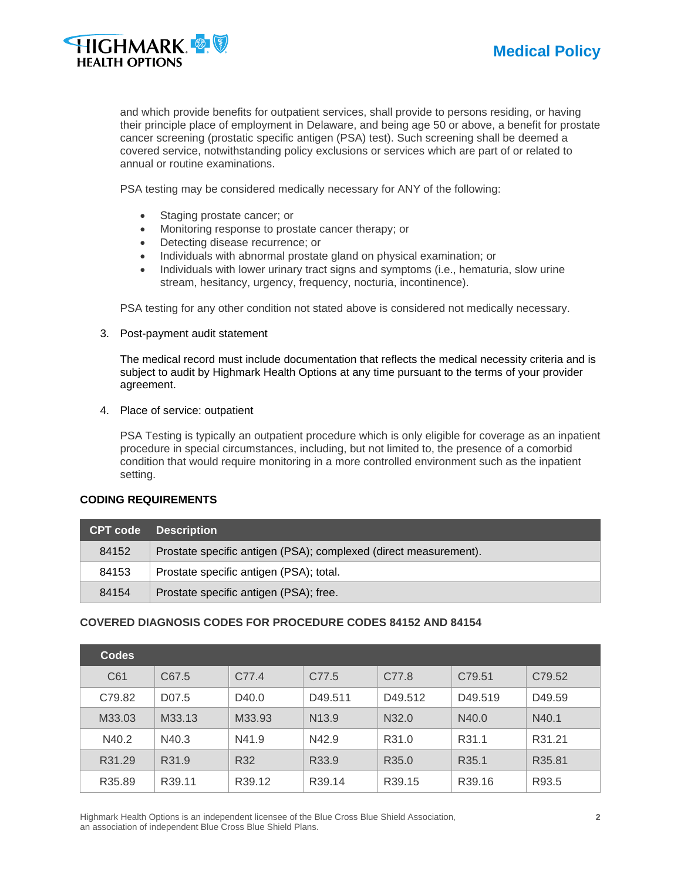and which provide benefits for outpatient services, shall provide to persons residing, or having their principle place of employment in Delaware, and being age 50 or above, a benefit for prostate cancer screening (prostatic specific antigen (PSA) test). Such screening shall be deemed a covered service, notwithstanding policy exclusions or services which are part of or related to annual or routine examinations.

PSA testing may be considered medically necessary for ANY of the following:

- Staging prostate cancer; or
- Monitoring response to prostate cancer therapy; or
- Detecting disease recurrence; or
- Individuals with abnormal prostate gland on physical examination; or
- Individuals with lower urinary tract signs and symptoms (i.e., hematuria, slow urine stream, hesitancy, urgency, frequency, nocturia, incontinence).

PSA testing for any other condition not stated above is considered not medically necessary.

3. Post-payment audit statement

   The medical record must include documentation that reflects the medical necessity criteria and is subject to audit by Highmark Health Options at any time pursuant to the terms of your provider agreement.

4. Place of service: outpatient

   PSA Testing is typically an outpatient procedure which is only eligible for coverage as an inpatient procedure in special circumstances, including, but not limited to, the presence of a comorbid condition that would require monitoring in a more controlled environment such as the inpatient setting.

## CODING REQUIREMENTS

| CPT code | Description |
|---|---|
| 84152 | Prostate specific antigen (PSA); complexed (direct measurement). |
| 84153 | Prostate specific antigen (PSA); total. |
| 84154 | Prostate specific antigen (PSA); free. |

## COVERED DIAGNOSIS CODES FOR PROCEDURE CODES 84152 AND 84154

| Codes | | | | | | |
|---|---|---|---|---|---|---|
| C61 | C67.5 | C77.4 | C77.5 | C77.8 | C79.51 | C79.52 |
| C79.82 | D07.5 | D40.0 | D49.511 | D49.512 | D49.519 | D49.59 |
| M33.03 | M33.13 | M33.93 | N13.9 | N32.0 | N40.0 | N40.1 |
| N40.2 | N40.3 | N41.9 | N42.9 | R31.0 | R31.1 | R31.21 |
| R31.29 | R31.9 | R32 | R33.9 | R35.0 | R35.1 | R35.81 |
| R35.89 | R39.11 | R39.12 | R39.14 | R39.15 | R39.16 | R93.5 |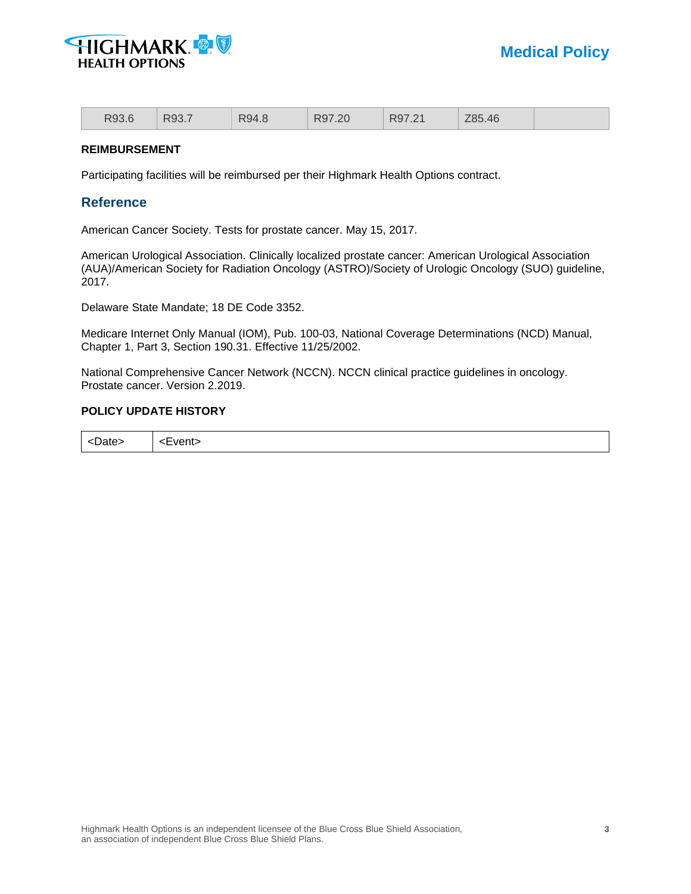| | | | | | | |
|---|---|---|---|---|---|---|
| R93.6 | R93.7 | R94.8 | R97.20 | R97.21 | Z85.46 | |

**REIMBURSEMENT**

Participating facilities will be reimbursed per their Highmark Health Options contract.

## Reference

American Cancer Society. Tests for prostate cancer. May 15, 2017.

American Urological Association. Clinically localized prostate cancer: American Urological Association (AUA)/American Society for Radiation Oncology (ASTRO)/Society of Urologic Oncology (SUO) guideline, 2017.

Delaware State Mandate; 18 DE Code 3352.

Medicare Internet Only Manual (IOM), Pub. 100-03, National Coverage Determinations (NCD) Manual, Chapter 1, Part 3, Section 190.31. Effective 11/25/2002.

National Comprehensive Cancer Network (NCCN). NCCN clinical practice guidelines in oncology. Prostate cancer. Version 2.2019.

**POLICY UPDATE HISTORY**

| | |
|---|---|
| <Date> | <Event> |